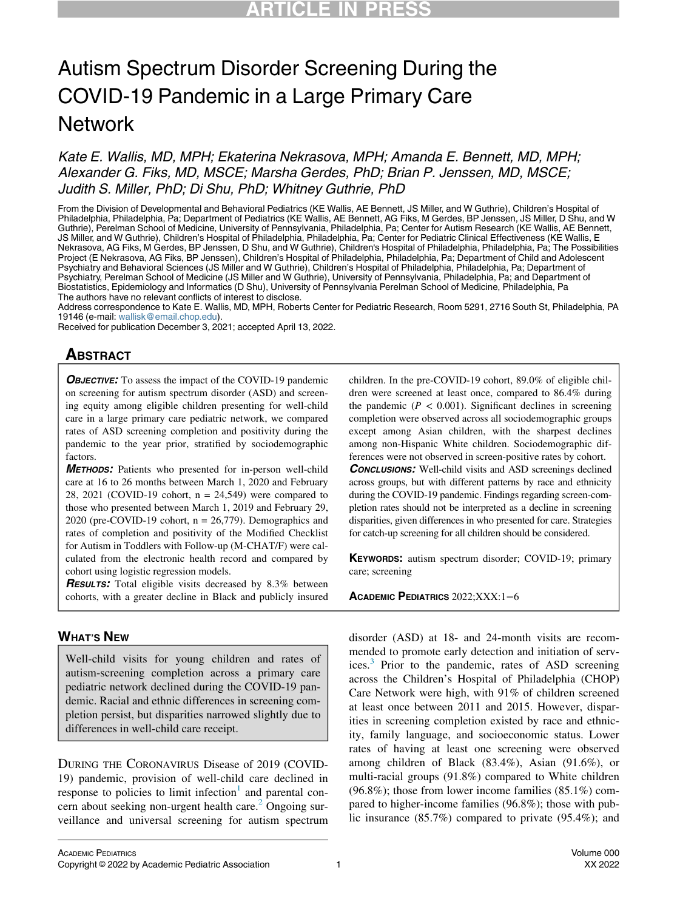# Autism Spectrum Disorder Screening During the COVID-19 Pandemic in a Large Primary Care Network

*Kate E. Wallis, MD, MPH; Ekaterina Nekrasova, MPH; Amanda E. Bennett, MD, MPH; Alexander G. Fiks, MD, MSCE; Marsha Gerdes, PhD; Brian P. Jenssen, MD, MSCE; Judith S. Miller, PhD; Di Shu, PhD; Whitney Guthrie, PhD*

From the Division of Developmental and Behavioral Pediatrics (KE Wallis, AE Bennett, JS Miller, and W Guthrie), Children's Hospital of Philadelphia, Philadelphia, Pa; Department of Pediatrics (KE Wallis, AE Bennett, AG Fiks, M Gerdes, BP Jenssen, JS Miller, D Shu, and W Guthrie), Perelman School of Medicine, University of Pennsylvania, Philadelphia, Pa; Center for Autism Research (KE Wallis, AE Bennett, JS Miller, and W Guthrie), Children's Hospital of Philadelphia, Philadelphia, Pa; Center for Pediatric Clinical Effectiveness (KE Wallis, E Nekrasova, AG Fiks, M Gerdes, BP Jenssen, D Shu, and W Guthrie), Children's Hospital of Philadelphia, Philadelphia, Pa; The Possibilities Project (E Nekrasova, AG Fiks, BP Jenssen), Children's Hospital of Philadelphia, Philadelphia, Pa; Department of Child and Adolescent Psychiatry and Behavioral Sciences (JS Miller and W Guthrie), Children's Hospital of Philadelphia, Philadelphia, Pa; Department of Psychiatry, Perelman School of Medicine (JS Miller and W Guthrie), University of Pennsylvania, Philadelphia, Pa; and Department of Biostatistics, Epidemiology and Informatics (D Shu), University of Pennsylvania Perelman School of Medicine, Philadelphia, Pa

The authors have no relevant conflicts of interest to disclose.

Address correspondence to Kate E. Wallis, MD, MPH, Roberts Center for Pediatric Research, Room 5291, 2716 South St, Philadelphia, PA 19146 (e-mail: wallisk@email.chop.edu).

Received for publication December 3, 2021; accepted April 13, 2022.

## Abstract

***Objective:*** To assess the impact of the COVID-19 pandemic on screening for autism spectrum disorder (ASD) and screening equity among eligible children presenting for well-child care in a large primary care pediatric network, we compared rates of ASD screening completion and positivity during the pandemic to the year prior, stratified by sociodemographic factors.

***Methods:*** Patients who presented for in-person well-child care at 16 to 26 months between March 1, 2020 and February 28, 2021 (COVID-19 cohort, n = 24,549) were compared to those who presented between March 1, 2019 and February 29, 2020 (pre-COVID-19 cohort, n = 26,779). Demographics and rates of completion and positivity of the Modified Checklist for Autism in Toddlers with Follow-up (M-CHAT/F) were calculated from the electronic health record and compared by cohort using logistic regression models.

***Results:*** Total eligible visits decreased by 8.3% between cohorts, with a greater decline in Black and publicly insured children. In the pre-COVID-19 cohort, 89.0% of eligible children were screened at least once, compared to 86.4% during the pandemic ($P < 0.001$). Significant declines in screening completion were observed across all sociodemographic groups except among Asian children, with the sharpest declines among non-Hispanic White children. Sociodemographic differences were not observed in screen-positive rates by cohort.

***Conclusions:*** Well-child visits and ASD screenings declined across groups, but with different patterns by race and ethnicity during the COVID-19 pandemic. Findings regarding screen-completion rates should not be interpreted as a decline in screening disparities, given differences in who presented for care. Strategies for catch-up screening for all children should be considered.

**Keywords:** autism spectrum disorder; COVID-19; primary care; screening

## What's New

Well-child visits for young children and rates of autism-screening completion across a primary care pediatric network declined during the COVID-19 pandemic. Racial and ethnic differences in screening completion persist, but disparities narrowed slightly due to differences in well-child care receipt.

During the Coronavirus Disease of 2019 (COVID-19) pandemic, provision of well-child care declined in response to policies to limit infection[1] and parental concern about seeking non-urgent health care.[2] Ongoing surveillance and universal screening for autism spectrum disorder (ASD) at 18- and 24-month visits are recommended to promote early detection and initiation of services.[3] Prior to the pandemic, rates of ASD screening across the Children's Hospital of Philadelphia (CHOP) Care Network were high, with 91% of children screened at least once between 2011 and 2015. However, disparities in screening completion existed by race and ethnicity, family language, and socioeconomic status. Lower rates of having at least one screening were observed among children of Black (83.4%), Asian (91.6%), or multi-racial groups (91.8%) compared to White children (96.8%); those from lower income families (85.1%) compared to higher-income families (96.8%); those with public insurance (85.7%) compared to private (95.4%); and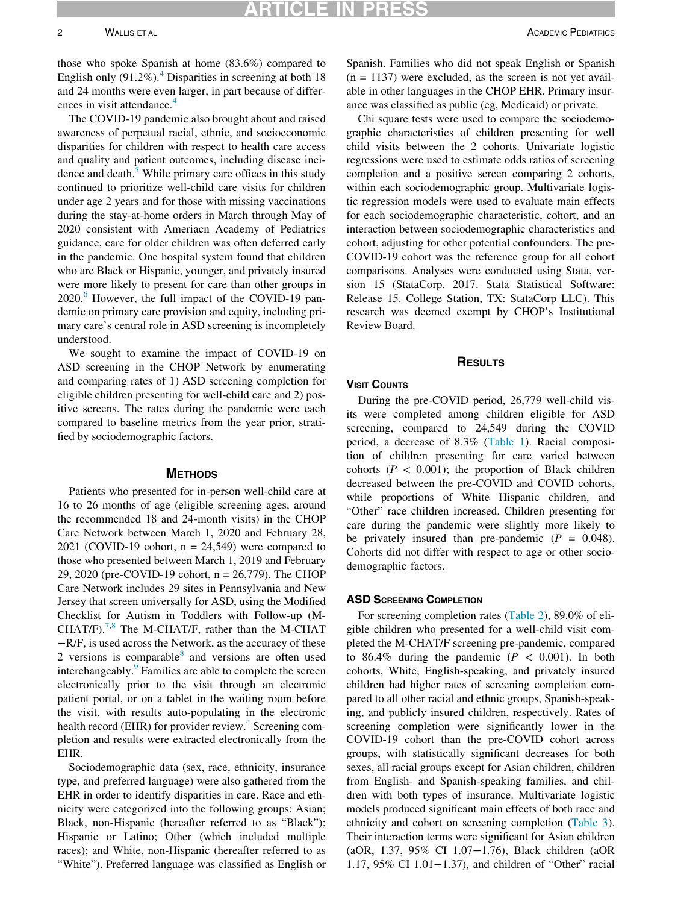those who spoke Spanish at home (83.6%) compared to English only (91.2%).[4] Disparities in screening at both 18 and 24 months were even larger, in part because of differences in visit attendance.[4]

The COVID-19 pandemic also brought about and raised awareness of perpetual racial, ethnic, and socioeconomic disparities for children with respect to health care access and quality and patient outcomes, including disease incidence and death.[5] While primary care offices in this study continued to prioritize well-child care visits for children under age 2 years and for those with missing vaccinations during the stay-at-home orders in March through May of 2020 consistent with Ameriacn Academy of Pediatrics guidance, care for older children was often deferred early in the pandemic. One hospital system found that children who are Black or Hispanic, younger, and privately insured were more likely to present for care than other groups in 2020.[6] However, the full impact of the COVID-19 pandemic on primary care provision and equity, including primary care's central role in ASD screening is incompletely understood.

We sought to examine the impact of COVID-19 on ASD screening in the CHOP Network by enumerating and comparing rates of 1) ASD screening completion for eligible children presenting for well-child care and 2) positive screens. The rates during the pandemic were each compared to baseline metrics from the year prior, stratified by sociodemographic factors.

## Methods

Patients who presented for in-person well-child care at 16 to 26 months of age (eligible screening ages, around the recommended 18 and 24-month visits) in the CHOP Care Network between March 1, 2020 and February 28, 2021 (COVID-19 cohort, n = 24,549) were compared to those who presented between March 1, 2019 and February 29, 2020 (pre-COVID-19 cohort, n = 26,779). The CHOP Care Network includes 29 sites in Pennsylvania and New Jersey that screen universally for ASD, using the Modified Checklist for Autism in Toddlers with Follow-up (M-CHAT/F).[7,8] The M-CHAT/F, rather than the M-CHAT−R/F, is used across the Network, as the accuracy of these 2 versions is comparable[8] and versions are often used interchangeably.[9] Families are able to complete the screen electronically prior to the visit through an electronic patient portal, or on a tablet in the waiting room before the visit, with results auto-populating in the electronic health record (EHR) for provider review.[4] Screening completion and results were extracted electronically from the EHR.

Sociodemographic data (sex, race, ethnicity, insurance type, and preferred language) were also gathered from the EHR in order to identify disparities in care. Race and ethnicity were categorized into the following groups: Asian; Black, non-Hispanic (hereafter referred to as "Black"); Hispanic or Latino; Other (which included multiple races); and White, non-Hispanic (hereafter referred to as "White"). Preferred language was classified as English or Spanish. Families who did not speak English or Spanish (n = 1137) were excluded, as the screen is not yet available in other languages in the CHOP EHR. Primary insurance was classified as public (eg, Medicaid) or private.

Chi square tests were used to compare the sociodemographic characteristics of children presenting for well child visits between the 2 cohorts. Univariate logistic regressions were used to estimate odds ratios of screening completion and a positive screen comparing 2 cohorts, within each sociodemographic group. Multivariate logistic regression models were used to evaluate main effects for each sociodemographic characteristic, cohort, and an interaction between sociodemographic characteristics and cohort, adjusting for other potential confounders. The pre-COVID-19 cohort was the reference group for all cohort comparisons. Analyses were conducted using Stata, version 15 (StataCorp. 2017. Stata Statistical Software: Release 15. College Station, TX: StataCorp LLC). This research was deemed exempt by CHOP's Institutional Review Board.

## Results

### Visit Counts

During the pre-COVID period, 26,779 well-child visits were completed among children eligible for ASD screening, compared to 24,549 during the COVID period, a decrease of 8.3% (Table 1). Racial composition of children presenting for care varied between cohorts ($P < 0.001$); the proportion of Black children decreased between the pre-COVID and COVID cohorts, while proportions of White Hispanic children, and "Other" race children increased. Children presenting for care during the pandemic were slightly more likely to be privately insured than pre-pandemic ($P = 0.048$). Cohorts did not differ with respect to age or other sociodemographic factors.

### ASD Screening Completion

For screening completion rates (Table 2), 89.0% of eligible children who presented for a well-child visit completed the M-CHAT/F screening pre-pandemic, compared to 86.4% during the pandemic ($P < 0.001$). In both cohorts, White, English-speaking, and privately insured children had higher rates of screening completion compared to all other racial and ethnic groups, Spanish-speaking, and publicly insured children, respectively. Rates of screening completion were significantly lower in the COVID-19 cohort than the pre-COVID cohort across groups, with statistically significant decreases for both sexes, all racial groups except for Asian children, children from English- and Spanish-speaking families, and children with both types of insurance. Multivariate logistic models produced significant main effects of both race and ethnicity and cohort on screening completion (Table 3). Their interaction terms were significant for Asian children (aOR, 1.37, 95% CI 1.07−1.76), Black children (aOR 1.17, 95% CI 1.01−1.37), and children of "Other" racial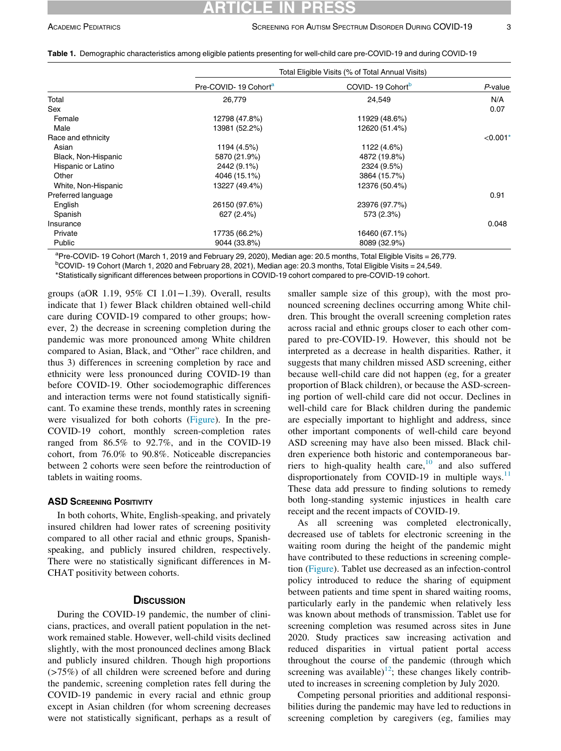**Table 1.** Demographic characteristics among eligible patients presenting for well-child care pre-COVID-19 and during COVID-19

| | Total Eligible Visits (% of Total Annual Visits) | | |
|---|---|---|---|
| | Pre-COVID- 19 Cohort[a] | COVID- 19 Cohort[b] | *P*-value |
| Total | 26,779 | 24,549 | N/A |
| Sex | | | 0.07 |
| Female | 12798 (47.8%) | 11929 (48.6%) | |
| Male | 13981 (52.2%) | 12620 (51.4%) | |
| Race and ethnicity | | | <0.001* |
| Asian | 1194 (4.5%) | 1122 (4.6%) | |
| Black, Non-Hispanic | 5870 (21.9%) | 4872 (19.8%) | |
| Hispanic or Latino | 2442 (9.1%) | 2324 (9.5%) | |
| Other | 4046 (15.1%) | 3864 (15.7%) | |
| White, Non-Hispanic | 13227 (49.4%) | 12376 (50.4%) | |
| Preferred language | | | 0.91 |
| English | 26150 (97.6%) | 23976 (97.7%) | |
| Spanish | 627 (2.4%) | 573 (2.3%) | |
| Insurance | | | 0.048 |
| Private | 17735 (66.2%) | 16460 (67.1%) | |
| Public | 9044 (33.8%) | 8089 (32.9%) | |

[a]Pre-COVID- 19 Cohort (March 1, 2019 and February 29, 2020), Median age: 20.5 months, Total Eligible Visits = 26,779.
[b]COVID- 19 Cohort (March 1, 2020 and February 28, 2021), Median age: 20.3 months, Total Eligible Visits = 24,549.
*Statistically significant differences between proportions in COVID-19 cohort compared to pre-COVID-19 cohort.

groups (aOR 1.19, 95% CI 1.01−1.39). Overall, results indicate that 1) fewer Black children obtained well-child care during COVID-19 compared to other groups; however, 2) the decrease in screening completion during the pandemic was more pronounced among White children compared to Asian, Black, and "Other" race children, and thus 3) differences in screening completion by race and ethnicity were less pronounced during COVID-19 than before COVID-19. Other sociodemographic differences and interaction terms were not found statistically significant. To examine these trends, monthly rates in screening were visualized for both cohorts (Figure). In the pre-COVID-19 cohort, monthly screen-completion rates ranged from 86.5% to 92.7%, and in the COVID-19 cohort, from 76.0% to 90.8%. Noticeable discrepancies between 2 cohorts were seen before the reintroduction of tablets in waiting rooms.

### ASD Screening Positivity

In both cohorts, White, English-speaking, and privately insured children had lower rates of screening positivity compared to all other racial and ethnic groups, Spanish-speaking, and publicly insured children, respectively. There were no statistically significant differences in M-CHAT positivity between cohorts.

## Discussion

During the COVID-19 pandemic, the number of clinicians, practices, and overall patient population in the network remained stable. However, well-child visits declined slightly, with the most pronounced declines among Black and publicly insured children. Though high proportions (>75%) of all children were screened before and during the pandemic, screening completion rates fell during the COVID-19 pandemic in every racial and ethnic group except in Asian children (for whom screening decreases were not statistically significant, perhaps as a result of smaller sample size of this group), with the most pronounced screening declines occurring among White children. This brought the overall screening completion rates across racial and ethnic groups closer to each other compared to pre-COVID-19. However, this should not be interpreted as a decrease in health disparities. Rather, it suggests that many children missed ASD screening, either because well-child care did not happen (eg, for a greater proportion of Black children), or because the ASD-screening portion of well-child care did not occur. Declines in well-child care for Black children during the pandemic are especially important to highlight and address, since other important components of well-child care beyond ASD screening may have also been missed. Black children experience both historic and contemporaneous barriers to high-quality health care,[10] and also suffered disproportionately from COVID-19 in multiple ways.[11] These data add pressure to finding solutions to remedy both long-standing systemic injustices in health care receipt and the recent impacts of COVID-19.

As all screening was completed electronically, decreased use of tablets for electronic screening in the waiting room during the height of the pandemic might have contributed to these reductions in screening completion (Figure). Tablet use decreased as an infection-control policy introduced to reduce the sharing of equipment between patients and time spent in shared waiting rooms, particularly early in the pandemic when relatively less was known about methods of transmission. Tablet use for screening completion was resumed across sites in June 2020. Study practices saw increasing activation and reduced disparities in virtual patient portal access throughout the course of the pandemic (through which screening was available)[12]; these changes likely contributed to increases in screening completion by July 2020.

Competing personal priorities and additional responsibilities during the pandemic may have led to reductions in screening completion by caregivers (eg, families may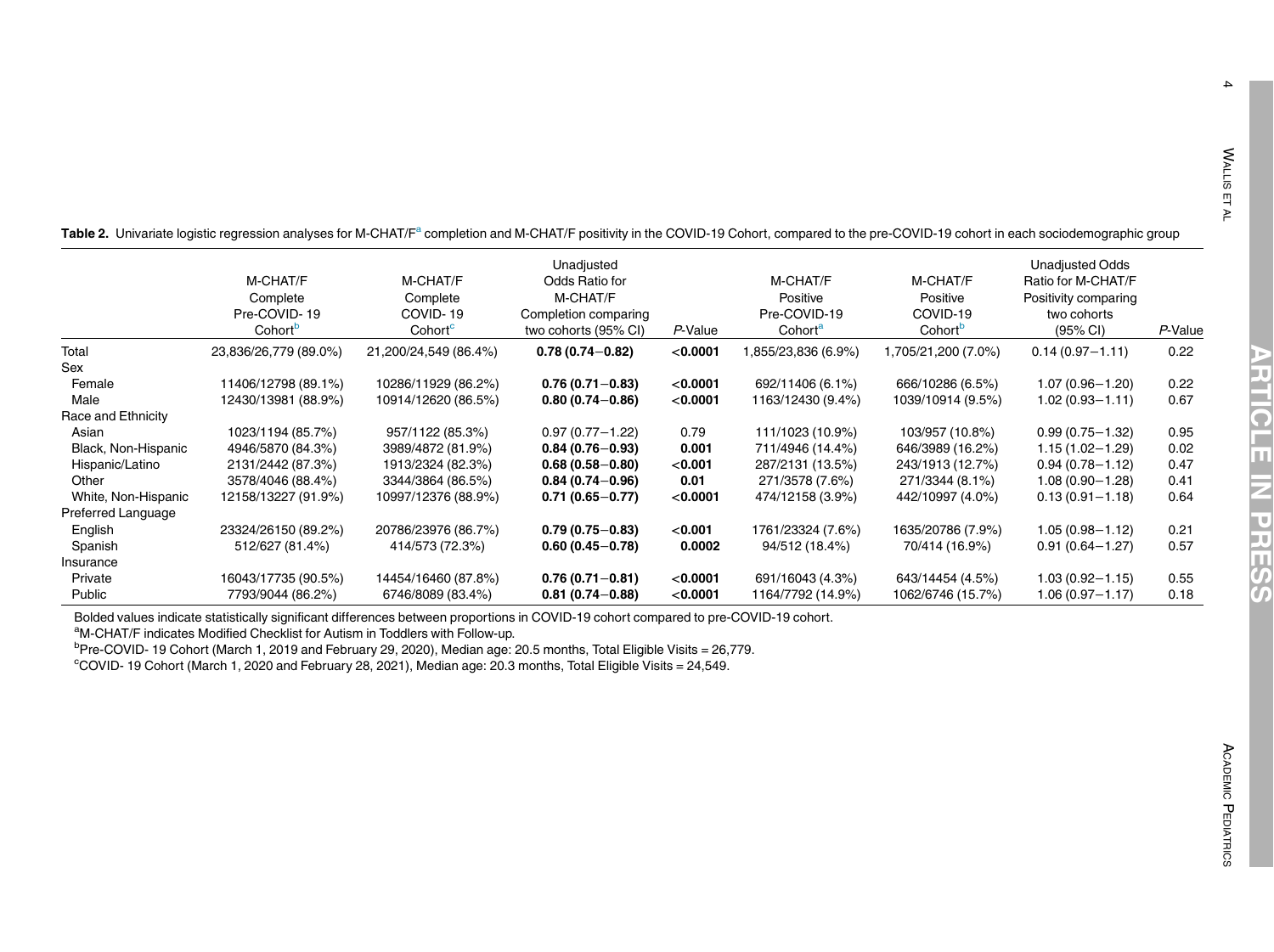**Table 2.** Univariate logistic regression analyses for M-CHAT/F[a] completion and M-CHAT/F positivity in the COVID-19 Cohort, compared to the pre-COVID-19 cohort in each sociodemographic group

| | M-CHAT/F Complete Pre-COVID- 19 Cohort[b] | M-CHAT/F Complete COVID- 19 Cohort[c] | Unadjusted Odds Ratio for M-CHAT/F Completion comparing two cohorts (95% CI) | *P*-Value | M-CHAT/F Positive Pre-COVID-19 Cohort[a] | M-CHAT/F Positive COVID-19 Cohort[b] | Unadjusted Odds Ratio for M-CHAT/F Positivity comparing two cohorts (95% CI) | *P*-Value |
|---|---|---|---|---|---|---|---|---|
| Total | 23,836/26,779 (89.0%) | 21,200/24,549 (86.4%) | **0.78 (0.74−0.82)** | **<0.0001** | 1,855/23,836 (6.9%) | 1,705/21,200 (7.0%) | 0.14 (0.97−1.11) | 0.22 |
| Sex | | | | | | | | |
| Female | 11406/12798 (89.1%) | 10286/11929 (86.2%) | **0.76 (0.71−0.83)** | **<0.0001** | 692/11406 (6.1%) | 666/10286 (6.5%) | 1.07 (0.96−1.20) | 0.22 |
| Male | 12430/13981 (88.9%) | 10914/12620 (86.5%) | **0.80 (0.74−0.86)** | **<0.0001** | 1163/12430 (9.4%) | 1039/10914 (9.5%) | 1.02 (0.93−1.11) | 0.67 |
| Race and Ethnicity | | | | | | | | |
| Asian | 1023/1194 (85.7%) | 957/1122 (85.3%) | 0.97 (0.77−1.22) | 0.79 | 111/1023 (10.9%) | 103/957 (10.8%) | 0.99 (0.75−1.32) | 0.95 |
| Black, Non-Hispanic | 4946/5870 (84.3%) | 3989/4872 (81.9%) | **0.84 (0.76−0.93)** | **0.001** | 711/4946 (14.4%) | 646/3989 (16.2%) | 1.15 (1.02−1.29) | 0.02 |
| Hispanic/Latino | 2131/2442 (87.3%) | 1913/2324 (82.3%) | **0.68 (0.58−0.80)** | **<0.001** | 287/2131 (13.5%) | 243/1913 (12.7%) | 0.94 (0.78−1.12) | 0.47 |
| Other | 3578/4046 (88.4%) | 3344/3864 (86.5%) | **0.84 (0.74−0.96)** | **0.01** | 271/3578 (7.6%) | 271/3344 (8.1%) | 1.08 (0.90−1.28) | 0.41 |
| White, Non-Hispanic | 12158/13227 (91.9%) | 10997/12376 (88.9%) | **0.71 (0.65−0.77)** | **<0.0001** | 474/12158 (3.9%) | 442/10997 (4.0%) | 0.13 (0.91−1.18) | 0.64 |
| Preferred Language | | | | | | | | |
| English | 23324/26150 (89.2%) | 20786/23976 (86.7%) | **0.79 (0.75−0.83)** | **<0.001** | 1761/23324 (7.6%) | 1635/20786 (7.9%) | 1.05 (0.98−1.12) | 0.21 |
| Spanish | 512/627 (81.4%) | 414/573 (72.3%) | **0.60 (0.45−0.78)** | **0.0002** | 94/512 (18.4%) | 70/414 (16.9%) | 0.91 (0.64−1.27) | 0.57 |
| Insurance | | | | | | | | |
| Private | 16043/17735 (90.5%) | 14454/16460 (87.8%) | **0.76 (0.71−0.81)** | **<0.0001** | 691/16043 (4.3%) | 643/14454 (4.5%) | 1.03 (0.92−1.15) | 0.55 |
| Public | 7793/9044 (86.2%) | 6746/8089 (83.4%) | **0.81 (0.74−0.88)** | **<0.0001** | 1164/7792 (14.9%) | 1062/6746 (15.7%) | 1.06 (0.97−1.17) | 0.18 |

Bolded values indicate statistically significant differences between proportions in COVID-19 cohort compared to pre-COVID-19 cohort.

[a]M-CHAT/F indicates Modified Checklist for Autism in Toddlers with Follow-up.

[b]Pre-COVID- 19 Cohort (March 1, 2019 and February 29, 2020), Median age: 20.5 months, Total Eligible Visits = 26,779.

[c]COVID- 19 Cohort (March 1, 2020 and February 28, 2021), Median age: 20.3 months, Total Eligible Visits = 24,549.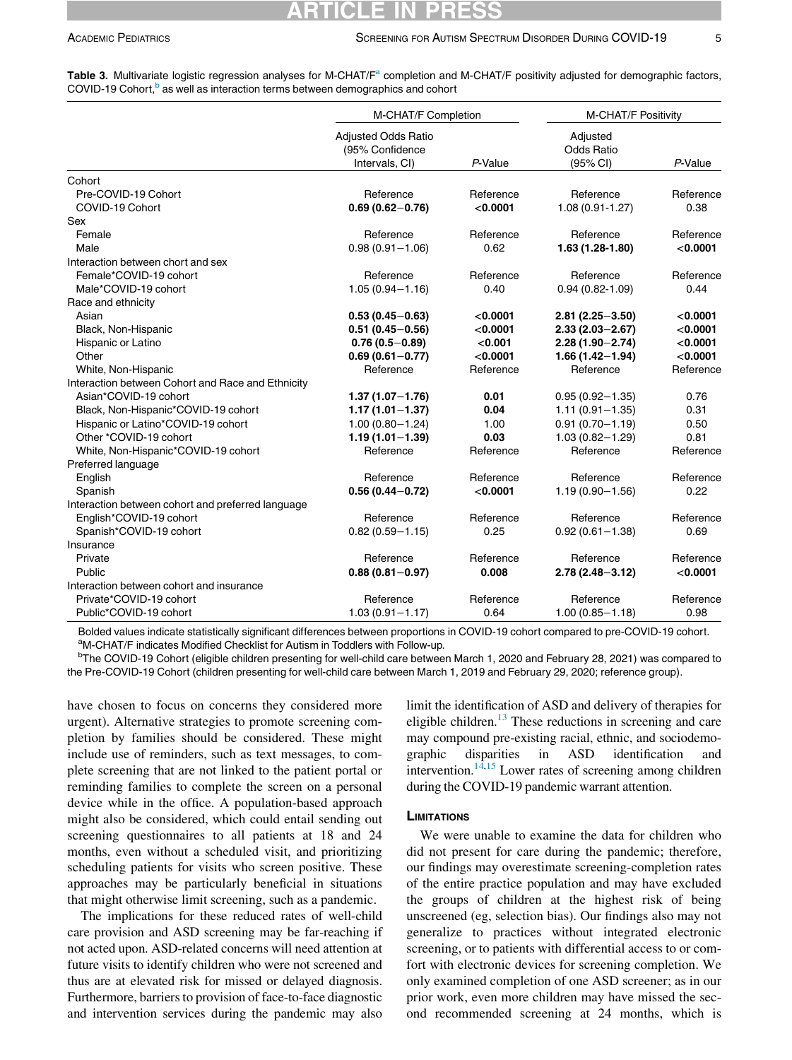**Table 3.** Multivariate logistic regression analyses for M-CHAT/F[a] completion and M-CHAT/F positivity adjusted for demographic factors, COVID-19 Cohort,[b] as well as interaction terms between demographics and cohort

| | M-CHAT/F Completion | | M-CHAT/F Positivity | |
|---|---|---|---|---|
| | Adjusted Odds Ratio (95% Confidence Intervals, CI) | *P*-Value | Adjusted Odds Ratio (95% CI) | *P*-Value |
| Cohort | | | | |
| Pre-COVID-19 Cohort | Reference | Reference | Reference | Reference |
| COVID-19 Cohort | **0.69 (0.62−0.76)** | **<0.0001** | 1.08 (0.91-1.27) | 0.38 |
| Sex | | | | |
| Female | Reference | Reference | Reference | Reference |
| Male | 0.98 (0.91−1.06) | 0.62 | **1.63 (1.28-1.80)** | **<0.0001** |
| Interaction between chort and sex | | | | |
| Female*COVID-19 cohort | Reference | Reference | Reference | Reference |
| Male*COVID-19 cohort | 1.05 (0.94−1.16) | 0.40 | 0.94 (0.82-1.09) | 0.44 |
| Race and ethnicity | | | | |
| Asian | **0.53 (0.45−0.63)** | **<0.0001** | **2.81 (2.25−3.50)** | **<0.0001** |
| Black, Non-Hispanic | **0.51 (0.45−0.56)** | **<0.0001** | **2.33 (2.03−2.67)** | **<0.0001** |
| Hispanic or Latino | **0.76 (0.5−0.89)** | **<0.001** | **2.28 (1.90−2.74)** | **<0.0001** |
| Other | **0.69 (0.61−0.77)** | **<0.0001** | **1.66 (1.42−1.94)** | **<0.0001** |
| White, Non-Hispanic | Reference | Reference | Reference | Reference |
| Interaction between Cohort and Race and Ethnicity | | | | |
| Asian*COVID-19 cohort | **1.37 (1.07−1.76)** | **0.01** | 0.95 (0.92−1.35) | 0.76 |
| Black, Non-Hispanic*COVID-19 cohort | **1.17 (1.01−1.37)** | **0.04** | 1.11 (0.91−1.35) | 0.31 |
| Hispanic or Latino*COVID-19 cohort | 1.00 (0.80−1.24) | 1.00 | 0.91 (0.70−1.19) | 0.50 |
| Other *COVID-19 cohort | **1.19 (1.01−1.39)** | **0.03** | 1.03 (0.82−1.29) | 0.81 |
| White, Non-Hispanic*COVID-19 cohort | Reference | Reference | Reference | Reference |
| Preferred language | | | | |
| English | Reference | Reference | Reference | Reference |
| Spanish | **0.56 (0.44−0.72)** | **<0.0001** | 1.19 (0.90−1.56) | 0.22 |
| Interaction between cohort and preferred language | | | | |
| English*COVID-19 cohort | Reference | Reference | Reference | Reference |
| Spanish*COVID-19 cohort | 0.82 (0.59−1.15) | 0.25 | 0.92 (0.61−1.38) | 0.69 |
| Insurance | | | | |
| Private | Reference | Reference | Reference | Reference |
| Public | **0.88 (0.81−0.97)** | **0.008** | **2.78 (2.48−3.12)** | **<0.0001** |
| Interaction between cohort and insurance | | | | |
| Private*COVID-19 cohort | Reference | Reference | Reference | Reference |
| Public*COVID-19 cohort | 1.03 (0.91−1.17) | 0.64 | 1.00 (0.85−1.18) | 0.98 |

Bolded values indicate statistically significant differences between proportions in COVID-19 cohort compared to pre-COVID-19 cohort.
[a]M-CHAT/F indicates Modified Checklist for Autism in Toddlers with Follow-up.
[b]The COVID-19 Cohort (eligible children presenting for well-child care between March 1, 2020 and February 28, 2021) was compared to the Pre-COVID-19 Cohort (children presenting for well-child care between March 1, 2019 and February 29, 2020; reference group).

have chosen to focus on concerns they considered more urgent). Alternative strategies to promote screening completion by families should be considered. These might include use of reminders, such as text messages, to complete screening that are not linked to the patient portal or reminding families to complete the screen on a personal device while in the office. A population-based approach might also be considered, which could entail sending out screening questionnaires to all patients at 18 and 24 months, even without a scheduled visit, and prioritizing scheduling patients for visits who screen positive. These approaches may be particularly beneficial in situations that might otherwise limit screening, such as a pandemic.

The implications for these reduced rates of well-child care provision and ASD screening may be far-reaching if not acted upon. ASD-related concerns will need attention at future visits to identify children who were not screened and thus are at elevated risk for missed or delayed diagnosis. Furthermore, barriers to provision of face-to-face diagnostic and intervention services during the pandemic may also limit the identification of ASD and delivery of therapies for eligible children.[13] These reductions in screening and care may compound pre-existing racial, ethnic, and sociodemographic disparities in ASD identification and intervention.[14,15] Lower rates of screening among children during the COVID-19 pandemic warrant attention.

## Limitations

We were unable to examine the data for children who did not present for care during the pandemic; therefore, our findings may overestimate screening-completion rates of the entire practice population and may have excluded the groups of children at the highest risk of being unscreened (eg, selection bias). Our findings also may not generalize to practices without integrated electronic screening, or to patients with differential access to or comfort with electronic devices for screening completion. We only examined completion of one ASD screener; as in our prior work, even more children may have missed the second recommended screening at 24 months, which is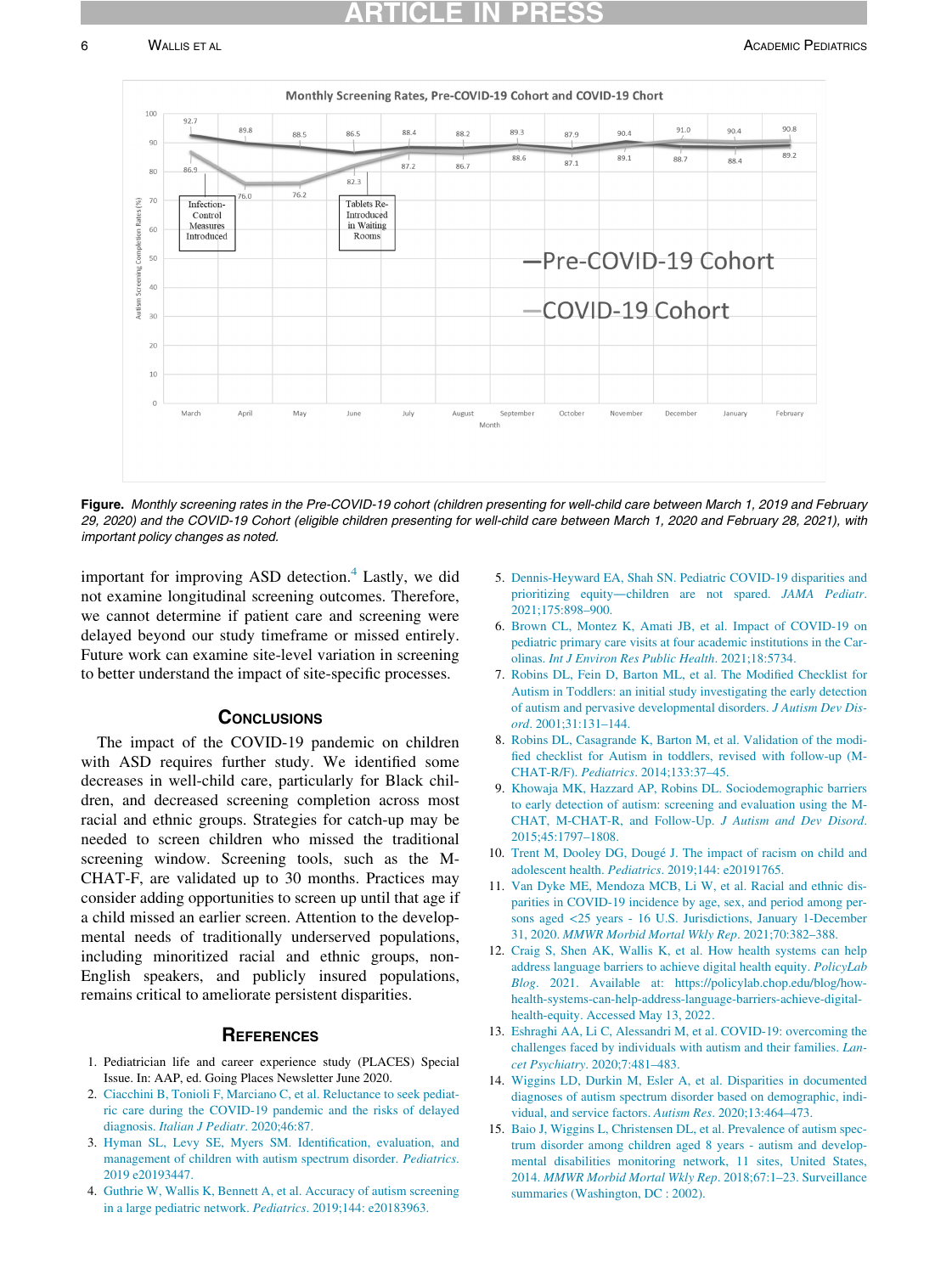Monthly Screening Rates, Pre-COVID-19 Cohort and COVID-19 Chort

100
90
80
70
60
50
40
30
20
10
0

Autism Screening Completion Rates (%)

92.7
89.8
88.5
86.5
88.4
88.2
89.3
87.9
90.4
91.0
90.4
90.8

86.9
76.0
76.2
82.3
87.2
86.7
88.6
87.1
89.1
88.7
88.4
89.2

Infection-Control Measures Introduced

Tablets Re-Introduced in Waiting Rooms

—Pre-COVID-19 Cohort

—COVID-19 Cohort

March
April
May
June
July
August
September
October
November
December
January
February

Month

**Figure.** *Monthly screening rates in the Pre-COVID-19 cohort (children presenting for well-child care between March 1, 2019 and February 29, 2020) and the COVID-19 Cohort (eligible children presenting for well-child care between March 1, 2020 and February 28, 2021), with important policy changes as noted.*

important for improving ASD detection.[4] Lastly, we did not examine longitudinal screening outcomes. Therefore, we cannot determine if patient care and screening were delayed beyond our study timeframe or missed entirely. Future work can examine site-level variation in screening to better understand the impact of site-specific processes.

## Conclusions

The impact of the COVID-19 pandemic on children with ASD requires further study. We identified some decreases in well-child care, particularly for Black children, and decreased screening completion across most racial and ethnic groups. Strategies for catch-up may be needed to screen children who missed the traditional screening window. Screening tools, such as the M-CHAT-F, are validated up to 30 months. Practices may consider adding opportunities to screen up until that age if a child missed an earlier screen. Attention to the developmental needs of traditionally underserved populations, including minoritized racial and ethnic groups, non-English speakers, and publicly insured populations, remains critical to ameliorate persistent disparities.

## References

1. Pediatrician life and career experience study (PLACES) Special Issue. In: AAP, ed. Going Places Newsletter June 2020.
2. Ciacchini B, Tonioli F, Marciano C, et al. Reluctance to seek pediatric care during the COVID-19 pandemic and the risks of delayed diagnosis. *Italian J Pediatr*. 2020;46:87.
3. Hyman SL, Levy SE, Myers SM. Identification, evaluation, and management of children with autism spectrum disorder. *Pediatrics*. 2019 e20193447.
4. Guthrie W, Wallis K, Bennett A, et al. Accuracy of autism screening in a large pediatric network. *Pediatrics*. 2019;144: e20183963.
5. Dennis-Heyward EA, Shah SN. Pediatric COVID-19 disparities and prioritizing equity—children are not spared. *JAMA Pediatr*. 2021;175:898–900.
6. Brown CL, Montez K, Amati JB, et al. Impact of COVID-19 on pediatric primary care visits at four academic institutions in the Carolinas. *Int J Environ Res Public Health*. 2021;18:5734.
7. Robins DL, Fein D, Barton ML, et al. The Modified Checklist for Autism in Toddlers: an initial study investigating the early detection of autism and pervasive developmental disorders. *J Autism Dev Disord*. 2001;31:131–144.
8. Robins DL, Casagrande K, Barton M, et al. Validation of the modified checklist for Autism in toddlers, revised with follow-up (M-CHAT-R/F). *Pediatrics*. 2014;133:37–45.
9. Khowaja MK, Hazzard AP, Robins DL. Sociodemographic barriers to early detection of autism: screening and evaluation using the M-CHAT, M-CHAT-R, and Follow-Up. *J Autism and Dev Disord*. 2015;45:1797–1808.
10. Trent M, Dooley DG, Dougé J. The impact of racism on child and adolescent health. *Pediatrics*. 2019;144: e20191765.
11. Van Dyke ME, Mendoza MCB, Li W, et al. Racial and ethnic disparities in COVID-19 incidence by age, sex, and period among persons aged <25 years - 16 U.S. Jurisdictions, January 1-December 31, 2020. *MMWR Morbid Mortal Wkly Rep*. 2021;70:382–388.
12. Craig S, Shen AK, Wallis K, et al. How health systems can help address language barriers to achieve digital health equity. *PolicyLab Blog*. 2021. Available at: https://policylab.chop.edu/blog/how-health-systems-can-help-address-language-barriers-achieve-digital-health-equity. Accessed May 13, 2022.
13. Eshraghi AA, Li C, Alessandri M, et al. COVID-19: overcoming the challenges faced by individuals with autism and their families. *Lancet Psychiatry*. 2020;7:481–483.
14. Wiggins LD, Durkin M, Esler A, et al. Disparities in documented diagnoses of autism spectrum disorder based on demographic, individual, and service factors. *Autism Res*. 2020;13:464–473.
15. Baio J, Wiggins L, Christensen DL, et al. Prevalence of autism spectrum disorder among children aged 8 years - autism and developmental disabilities monitoring network, 11 sites, United States, 2014. *MMWR Morbid Mortal Wkly Rep*. 2018;67:1–23. Surveillance summaries (Washington, DC : 2002).